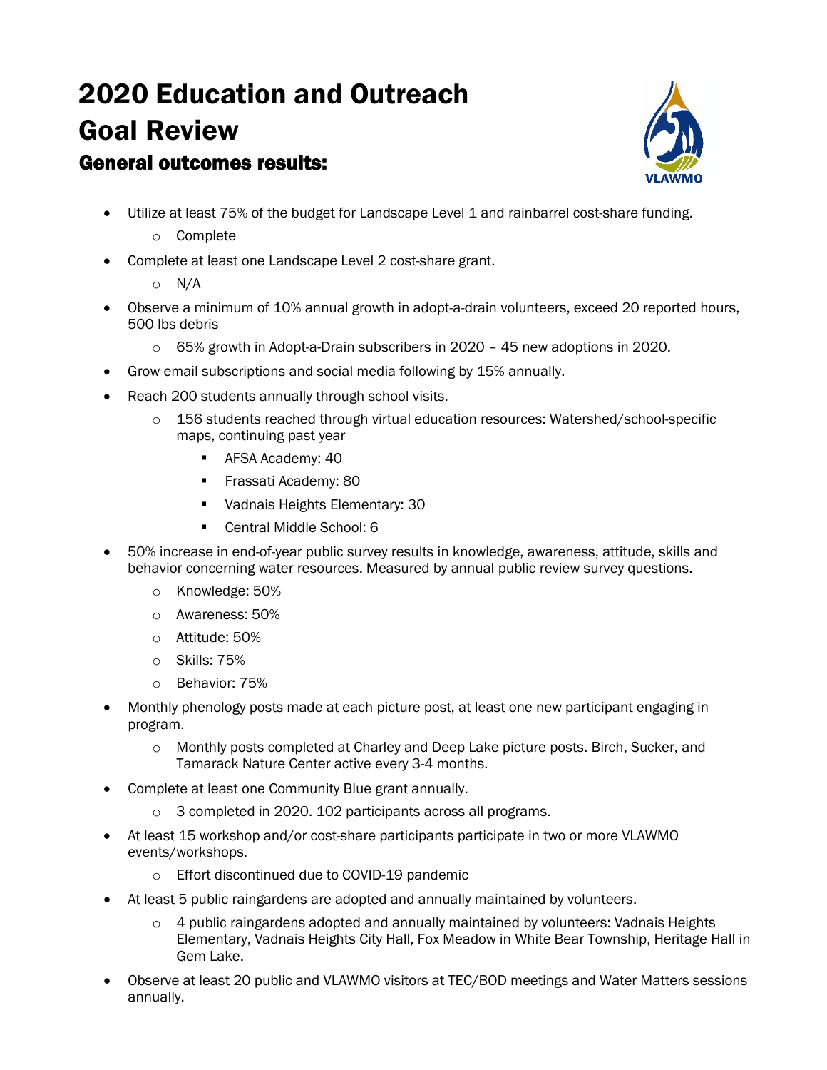# 2020 Education and Outreach Goal Review

## General outcomes results:

- Utilize at least 75% of the budget for Landscape Level 1 and rainbarrel cost-share funding.
    - Complete
- Complete at least one Landscape Level 2 cost-share grant.
    - N/A
- Observe a minimum of 10% annual growth in adopt-a-drain volunteers, exceed 20 reported hours, 500 lbs debris
    - 65% growth in Adopt-a-Drain subscribers in 2020 – 45 new adoptions in 2020.
- Grow email subscriptions and social media following by 15% annually.
- Reach 200 students annually through school visits.
    - 156 students reached through virtual education resources: Watershed/school-specific maps, continuing past year
        - AFSA Academy: 40
        - Frassati Academy: 80
        - Vadnais Heights Elementary: 30
        - Central Middle School: 6
- 50% increase in end-of-year public survey results in knowledge, awareness, attitude, skills and behavior concerning water resources. Measured by annual public review survey questions.
    - Knowledge: 50%
    - Awareness: 50%
    - Attitude: 50%
    - Skills: 75%
    - Behavior: 75%
- Monthly phenology posts made at each picture post, at least one new participant engaging in program.
    - Monthly posts completed at Charley and Deep Lake picture posts. Birch, Sucker, and Tamarack Nature Center active every 3-4 months.
- Complete at least one Community Blue grant annually.
    - 3 completed in 2020. 102 participants across all programs.
- At least 15 workshop and/or cost-share participants participate in two or more VLAWMO events/workshops.
    - Effort discontinued due to COVID-19 pandemic
- At least 5 public raingardens are adopted and annually maintained by volunteers.
    - 4 public raingardens adopted and annually maintained by volunteers: Vadnais Heights Elementary, Vadnais Heights City Hall, Fox Meadow in White Bear Township, Heritage Hall in Gem Lake.
- Observe at least 20 public and VLAWMO visitors at TEC/BOD meetings and Water Matters sessions annually.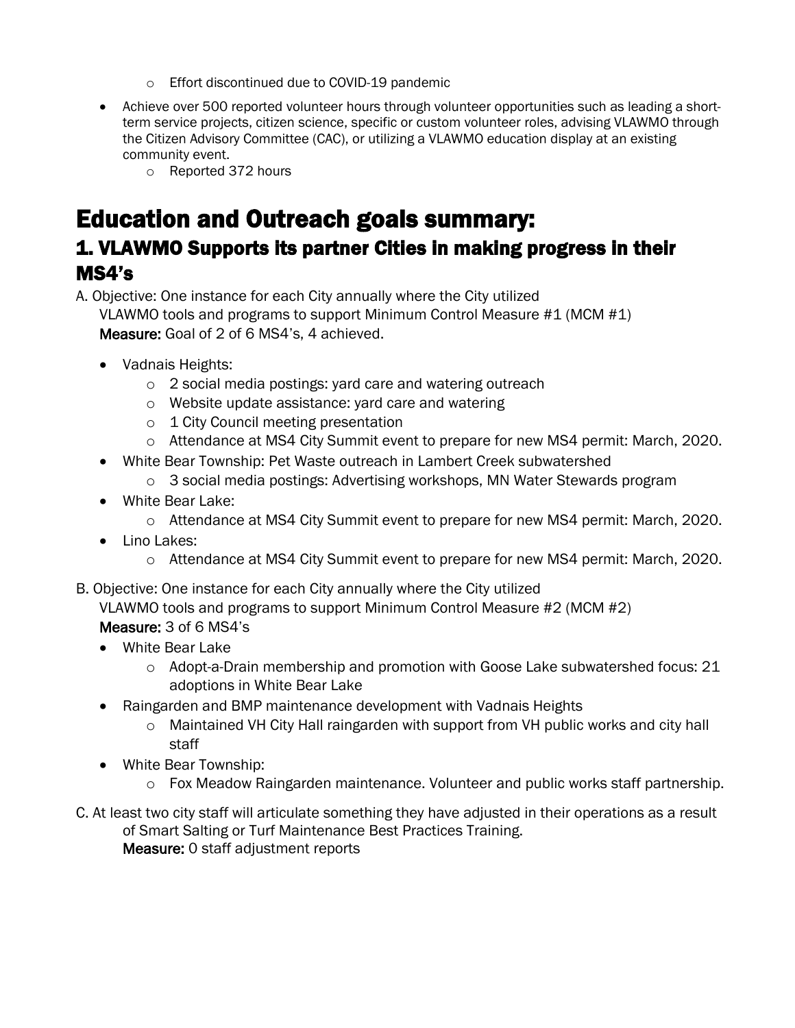- Effort discontinued due to COVID-19 pandemic

- Achieve over 500 reported volunteer hours through volunteer opportunities such as leading a short-term service projects, citizen science, specific or custom volunteer roles, advising VLAWMO through the Citizen Advisory Committee (CAC), or utilizing a VLAWMO education display at an existing community event.
  - Reported 372 hours

# Education and Outreach goals summary:

## 1. VLAWMO Supports its partner Cities in making progress in their MS4's

A. Objective: One instance for each City annually where the City utilized VLAWMO tools and programs to support Minimum Control Measure #1 (MCM #1)
**Measure:** Goal of 2 of 6 MS4's, 4 achieved.

- Vadnais Heights:
  - 2 social media postings: yard care and watering outreach
  - Website update assistance: yard care and watering
  - 1 City Council meeting presentation
  - Attendance at MS4 City Summit event to prepare for new MS4 permit: March, 2020.
- White Bear Township: Pet Waste outreach in Lambert Creek subwatershed
  - 3 social media postings: Advertising workshops, MN Water Stewards program
- White Bear Lake:
  - Attendance at MS4 City Summit event to prepare for new MS4 permit: March, 2020.
- Lino Lakes:
  - Attendance at MS4 City Summit event to prepare for new MS4 permit: March, 2020.

B. Objective: One instance for each City annually where the City utilized VLAWMO tools and programs to support Minimum Control Measure #2 (MCM #2)
**Measure:** 3 of 6 MS4's

- White Bear Lake
  - Adopt-a-Drain membership and promotion with Goose Lake subwatershed focus: 21 adoptions in White Bear Lake
- Raingarden and BMP maintenance development with Vadnais Heights
  - Maintained VH City Hall raingarden with support from VH public works and city hall staff
- White Bear Township:
  - Fox Meadow Raingarden maintenance. Volunteer and public works staff partnership.

C. At least two city staff will articulate something they have adjusted in their operations as a result of Smart Salting or Turf Maintenance Best Practices Training.
**Measure:** 0 staff adjustment reports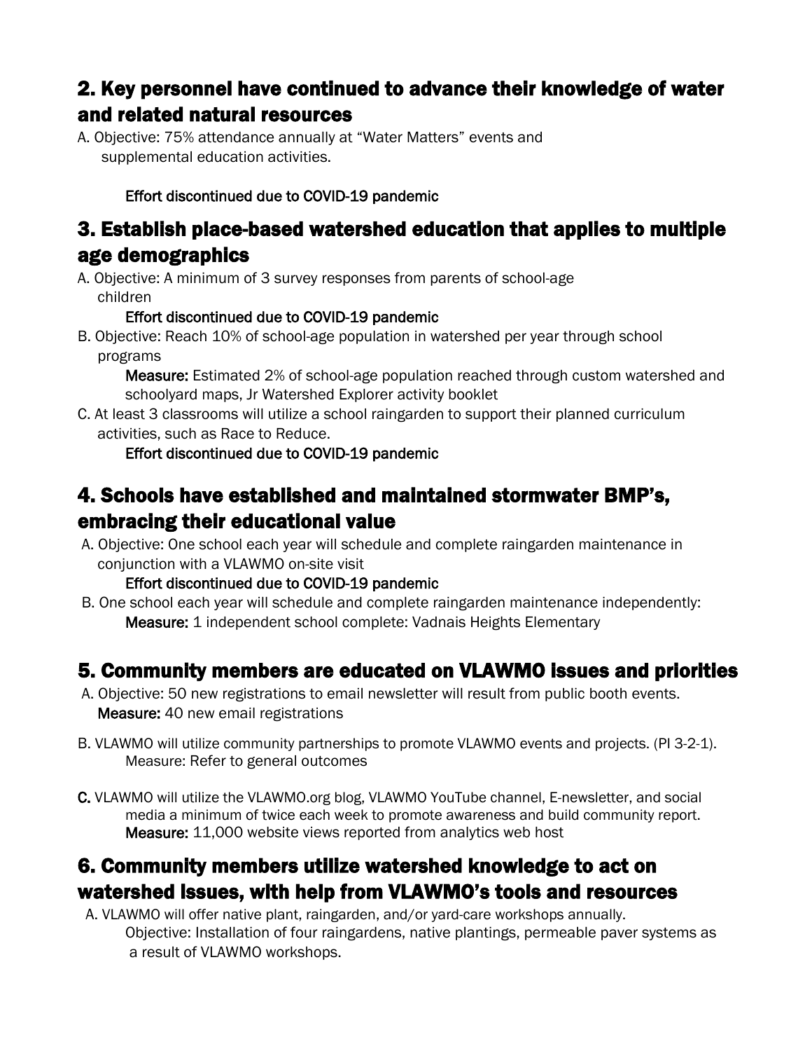## 2. Key personnel have continued to advance their knowledge of water and related natural resources

A. Objective: 75% attendance annually at "Water Matters" events and supplemental education activities.

Effort discontinued due to COVID-19 pandemic

## 3. Establish place-based watershed education that applies to multiple age demographics

A. Objective: A minimum of 3 survey responses from parents of school-age children

Effort discontinued due to COVID-19 pandemic

B. Objective: Reach 10% of school-age population in watershed per year through school programs

**Measure:** Estimated 2% of school-age population reached through custom watershed and schoolyard maps, Jr Watershed Explorer activity booklet

C. At least 3 classrooms will utilize a school raingarden to support their planned curriculum activities, such as Race to Reduce.

Effort discontinued due to COVID-19 pandemic

## 4. Schools have established and maintained stormwater BMP's, embracing their educational value

A. Objective: One school each year will schedule and complete raingarden maintenance in conjunction with a VLAWMO on-site visit

Effort discontinued due to COVID-19 pandemic

B. One school each year will schedule and complete raingarden maintenance independently:

**Measure:** 1 independent school complete: Vadnais Heights Elementary

## 5. Community members are educated on VLAWMO issues and priorities

A. Objective: 50 new registrations to email newsletter will result from public booth events.

**Measure:** 40 new email registrations

B. VLAWMO will utilize community partnerships to promote VLAWMO events and projects. (PI 3-2-1).

Measure: Refer to general outcomes

**C.** VLAWMO will utilize the VLAWMO.org blog, VLAWMO YouTube channel, E-newsletter, and social media a minimum of twice each week to promote awareness and build community report.

**Measure:** 11,000 website views reported from analytics web host

## 6. Community members utilize watershed knowledge to act on watershed issues, with help from VLAWMO's tools and resources

A. VLAWMO will offer native plant, raingarden, and/or yard-care workshops annually.

Objective: Installation of four raingardens, native plantings, permeable paver systems as a result of VLAWMO workshops.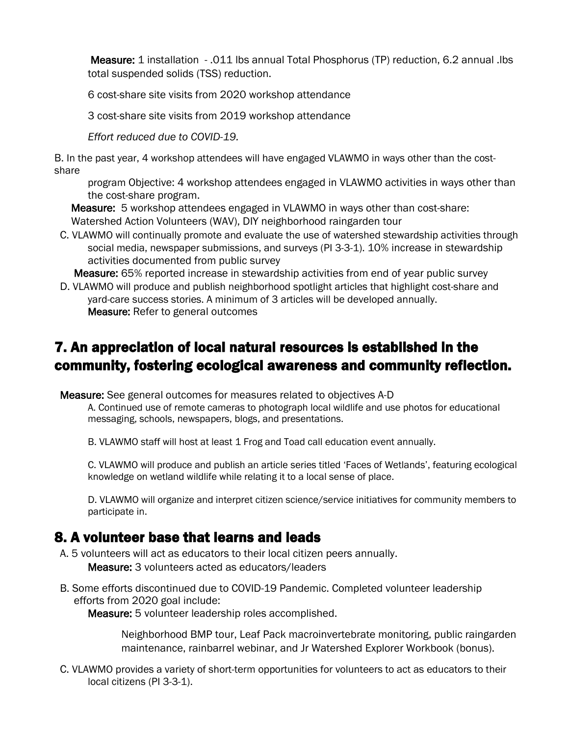**Measure:** 1 installation - .011 lbs annual Total Phosphorus (TP) reduction, 6.2 annual .lbs total suspended solids (TSS) reduction.

6 cost-share site visits from 2020 workshop attendance

3 cost-share site visits from 2019 workshop attendance

*Effort reduced due to COVID-19.*

B. In the past year, 4 workshop attendees will have engaged VLAWMO in ways other than the cost-share

program Objective: 4 workshop attendees engaged in VLAWMO activities in ways other than the cost-share program.

**Measure:** 5 workshop attendees engaged in VLAWMO in ways other than cost-share: Watershed Action Volunteers (WAV), DIY neighborhood raingarden tour

C. VLAWMO will continually promote and evaluate the use of watershed stewardship activities through social media, newspaper submissions, and surveys (PI 3-3-1). 10% increase in stewardship activities documented from public survey

**Measure:** 65% reported increase in stewardship activities from end of year public survey

D. VLAWMO will produce and publish neighborhood spotlight articles that highlight cost-share and yard-care success stories. A minimum of 3 articles will be developed annually.

**Measure:** Refer to general outcomes

## 7. An appreciation of local natural resources is established in the community, fostering ecological awareness and community reflection.

**Measure:** See general outcomes for measures related to objectives A-D

A. Continued use of remote cameras to photograph local wildlife and use photos for educational messaging, schools, newspapers, blogs, and presentations.

B. VLAWMO staff will host at least 1 Frog and Toad call education event annually.

C. VLAWMO will produce and publish an article series titled 'Faces of Wetlands', featuring ecological knowledge on wetland wildlife while relating it to a local sense of place.

D. VLAWMO will organize and interpret citizen science/service initiatives for community members to participate in.

## 8. A volunteer base that learns and leads

A. 5 volunteers will act as educators to their local citizen peers annually.

**Measure:** 3 volunteers acted as educators/leaders

B. Some efforts discontinued due to COVID-19 Pandemic. Completed volunteer leadership efforts from 2020 goal include:

**Measure:** 5 volunteer leadership roles accomplished.

Neighborhood BMP tour, Leaf Pack macroinvertebrate monitoring, public raingarden maintenance, rainbarrel webinar, and Jr Watershed Explorer Workbook (bonus).

C. VLAWMO provides a variety of short-term opportunities for volunteers to act as educators to their local citizens (PI 3-3-1).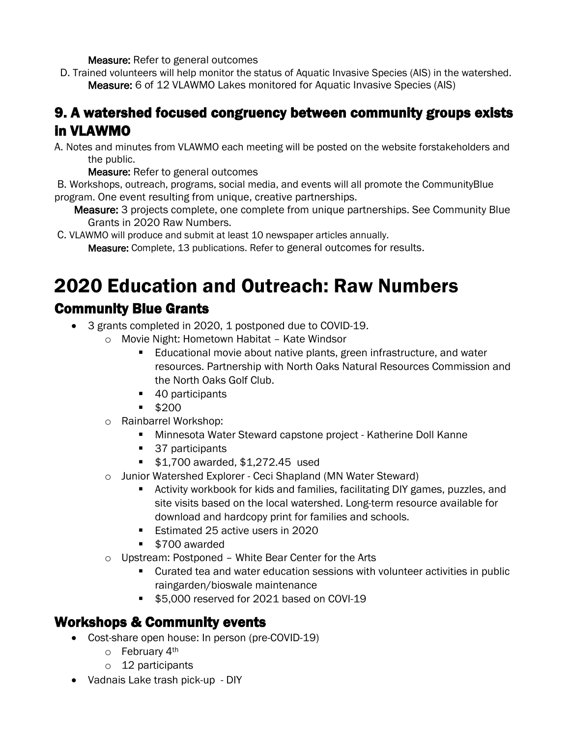**Measure:** Refer to general outcomes

D. Trained volunteers will help monitor the status of Aquatic Invasive Species (AIS) in the watershed.
    **Measure:** 6 of 12 VLAWMO Lakes monitored for Aquatic Invasive Species (AIS)

## 9. A watershed focused congruency between community groups exists in VLAWMO

A. Notes and minutes from VLAWMO each meeting will be posted on the website forstakeholders and the public.
    **Measure:** Refer to general outcomes

B. Workshops, outreach, programs, social media, and events will all promote the CommunityBlue program. One event resulting from unique, creative partnerships.
    **Measure:** 3 projects complete, one complete from unique partnerships. See Community Blue Grants in 2020 Raw Numbers.

C. VLAWMO will produce and submit at least 10 newspaper articles annually.
    **Measure:** Complete, 13 publications. Refer to general outcomes for results.

# 2020 Education and Outreach: Raw Numbers

## Community Blue Grants

- 3 grants completed in 2020, 1 postponed due to COVID-19.
  - Movie Night: Hometown Habitat – Kate Windsor
    - Educational movie about native plants, green infrastructure, and water resources. Partnership with North Oaks Natural Resources Commission and the North Oaks Golf Club.
    - 40 participants
    - $200
  - Rainbarrel Workshop:
    - Minnesota Water Steward capstone project - Katherine Doll Kanne
    - 37 participants
    - $1,700 awarded, $1,272.45 used
  - Junior Watershed Explorer - Ceci Shapland (MN Water Steward)
    - Activity workbook for kids and families, facilitating DIY games, puzzles, and site visits based on the local watershed. Long-term resource available for download and hardcopy print for families and schools.
    - Estimated 25 active users in 2020
    - $700 awarded
  - Upstream: Postponed – White Bear Center for the Arts
    - Curated tea and water education sessions with volunteer activities in public raingarden/bioswale maintenance
    - $5,000 reserved for 2021 based on COVI-19

## Workshops & Community events

- Cost-share open house: In person (pre-COVID-19)
  - February 4th
  - 12 participants
- Vadnais Lake trash pick-up - DIY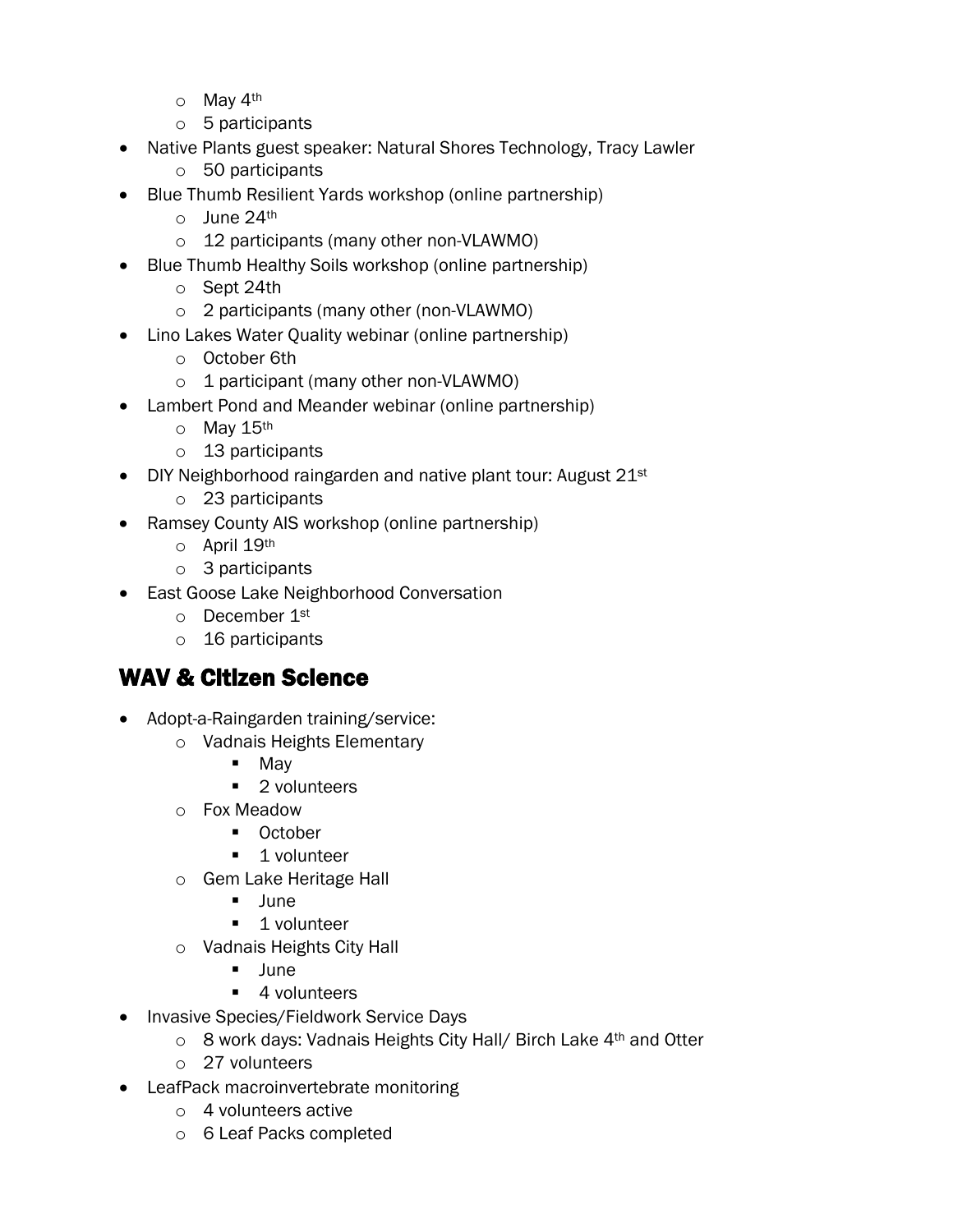- May 4th
  - 5 participants
- Native Plants guest speaker: Natural Shores Technology, Tracy Lawler
  - 50 participants
- Blue Thumb Resilient Yards workshop (online partnership)
  - June 24th
  - 12 participants (many other non-VLAWMO)
- Blue Thumb Healthy Soils workshop (online partnership)
  - Sept 24th
  - 2 participants (many other (non-VLAWMO)
- Lino Lakes Water Quality webinar (online partnership)
  - October 6th
  - 1 participant (many other non-VLAWMO)
- Lambert Pond and Meander webinar (online partnership)
  - May 15th
  - 13 participants
- DIY Neighborhood raingarden and native plant tour: August 21st
  - 23 participants
- Ramsey County AIS workshop (online partnership)
  - April 19th
  - 3 participants
- East Goose Lake Neighborhood Conversation
  - December 1st
  - 16 participants

## WAV & Citizen Science

- Adopt-a-Raingarden training/service:
  - Vadnais Heights Elementary
    - May
    - 2 volunteers
  - Fox Meadow
    - October
    - 1 volunteer
  - Gem Lake Heritage Hall
    - June
    - 1 volunteer
  - Vadnais Heights City Hall
    - June
    - 4 volunteers
- Invasive Species/Fieldwork Service Days
  - 8 work days: Vadnais Heights City Hall/ Birch Lake 4th and Otter
  - 27 volunteers
- LeafPack macroinvertebrate monitoring
  - 4 volunteers active
  - 6 Leaf Packs completed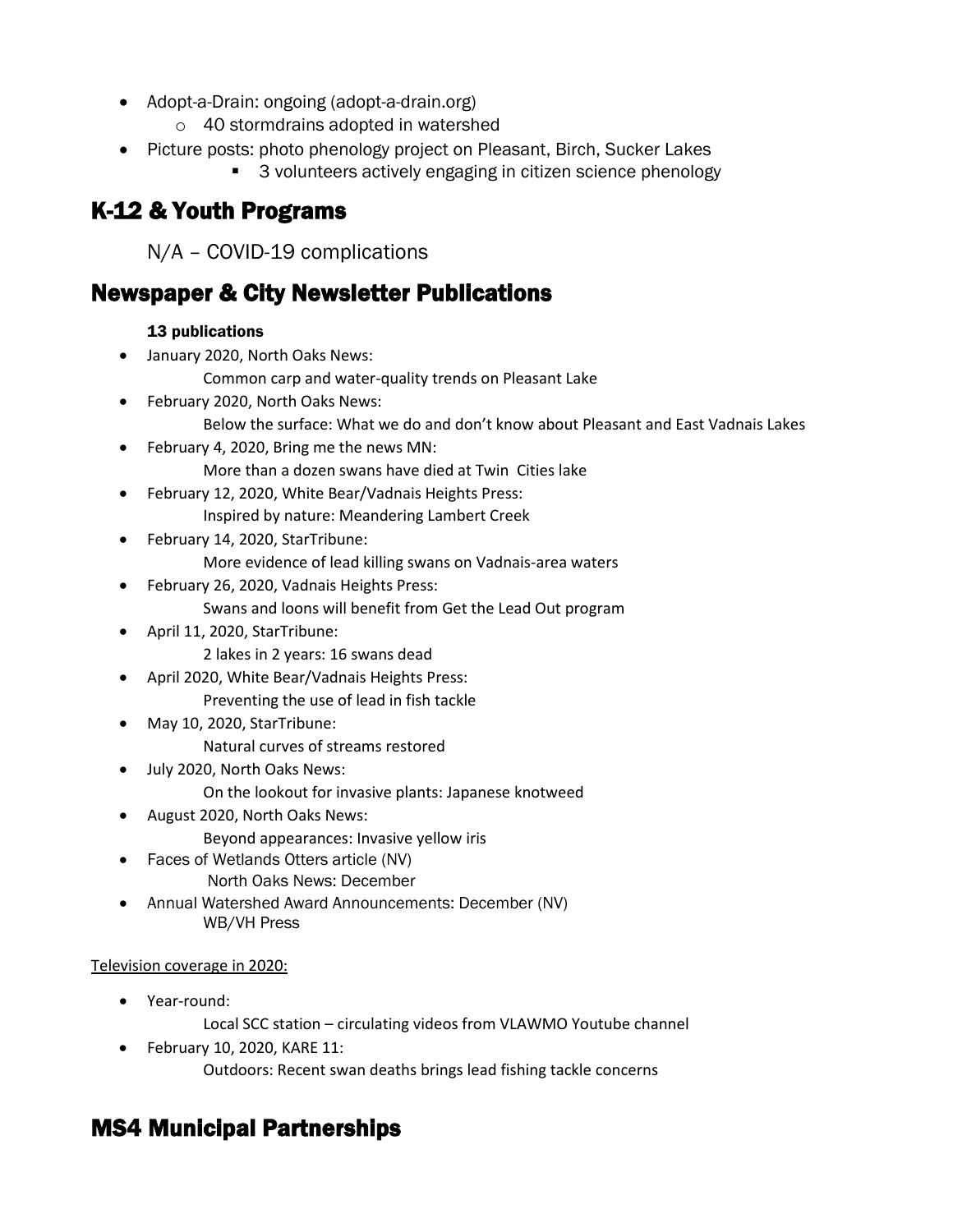- Adopt-a-Drain: ongoing (adopt-a-drain.org)
    - 40 stormdrains adopted in watershed
- Picture posts: photo phenology project on Pleasant, Birch, Sucker Lakes
    - 3 volunteers actively engaging in citizen science phenology

## K-12 & Youth Programs

N/A – COVID-19 complications

## Newspaper & City Newsletter Publications

**13 publications**

- January 2020, North Oaks News:
  Common carp and water-quality trends on Pleasant Lake
- February 2020, North Oaks News:
  Below the surface: What we do and don't know about Pleasant and East Vadnais Lakes
- February 4, 2020, Bring me the news MN:
  More than a dozen swans have died at Twin Cities lake
- February 12, 2020, White Bear/Vadnais Heights Press:
  Inspired by nature: Meandering Lambert Creek
- February 14, 2020, StarTribune:
  More evidence of lead killing swans on Vadnais-area waters
- February 26, 2020, Vadnais Heights Press:
  Swans and loons will benefit from Get the Lead Out program
- April 11, 2020, StarTribune:
  2 lakes in 2 years: 16 swans dead
- April 2020, White Bear/Vadnais Heights Press:
  Preventing the use of lead in fish tackle
- May 10, 2020, StarTribune:
  Natural curves of streams restored
- July 2020, North Oaks News:
  On the lookout for invasive plants: Japanese knotweed
- August 2020, North Oaks News:
  Beyond appearances: Invasive yellow iris
- Faces of Wetlands Otters article (NV)
  North Oaks News: December
- Annual Watershed Award Announcements: December (NV)
  WB/VH Press

Television coverage in 2020:

- Year-round:
  Local SCC station – circulating videos from VLAWMO Youtube channel
- February 10, 2020, KARE 11:
  Outdoors: Recent swan deaths brings lead fishing tackle concerns

## MS4 Municipal Partnerships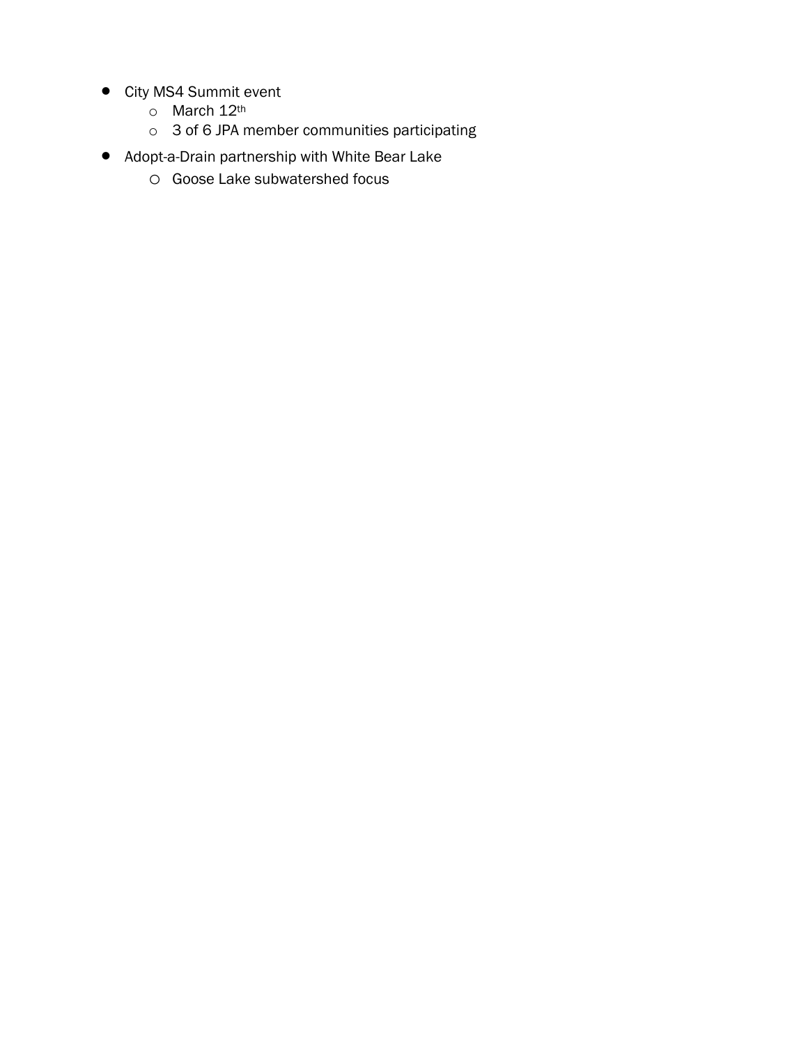- City MS4 Summit event
  - March 12th
  - 3 of 6 JPA member communities participating
- Adopt-a-Drain partnership with White Bear Lake
  - Goose Lake subwatershed focus